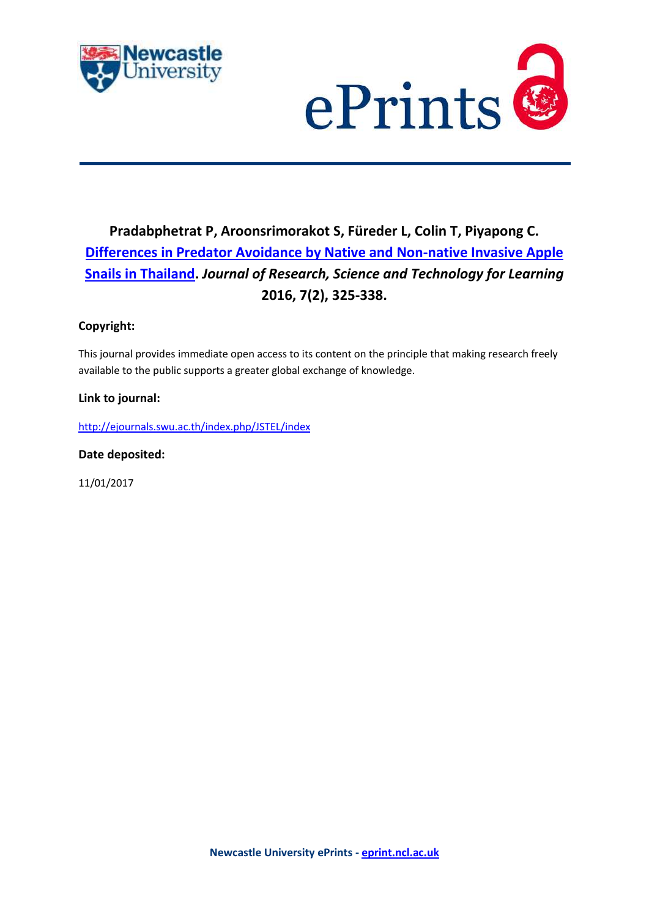**Pradabphetrat P, Aroonsrimorakot S, Füreder L, Colin T, Piyapong C.** **Differences in Predator Avoidance by Native and Non-native Invasive Apple Snails in Thailand**. ***Journal of Research, Science and Technology for Learning*** **2016, 7(2), 325-338.**

**Copyright:**

This journal provides immediate open access to its content on the principle that making research freely available to the public supports a greater global exchange of knowledge.

**Link to journal:**

http://ejournals.swu.ac.th/index.php/JSTEL/index

**Date deposited:**

11/01/2017

**Newcastle University ePrints - eprint.ncl.ac.uk**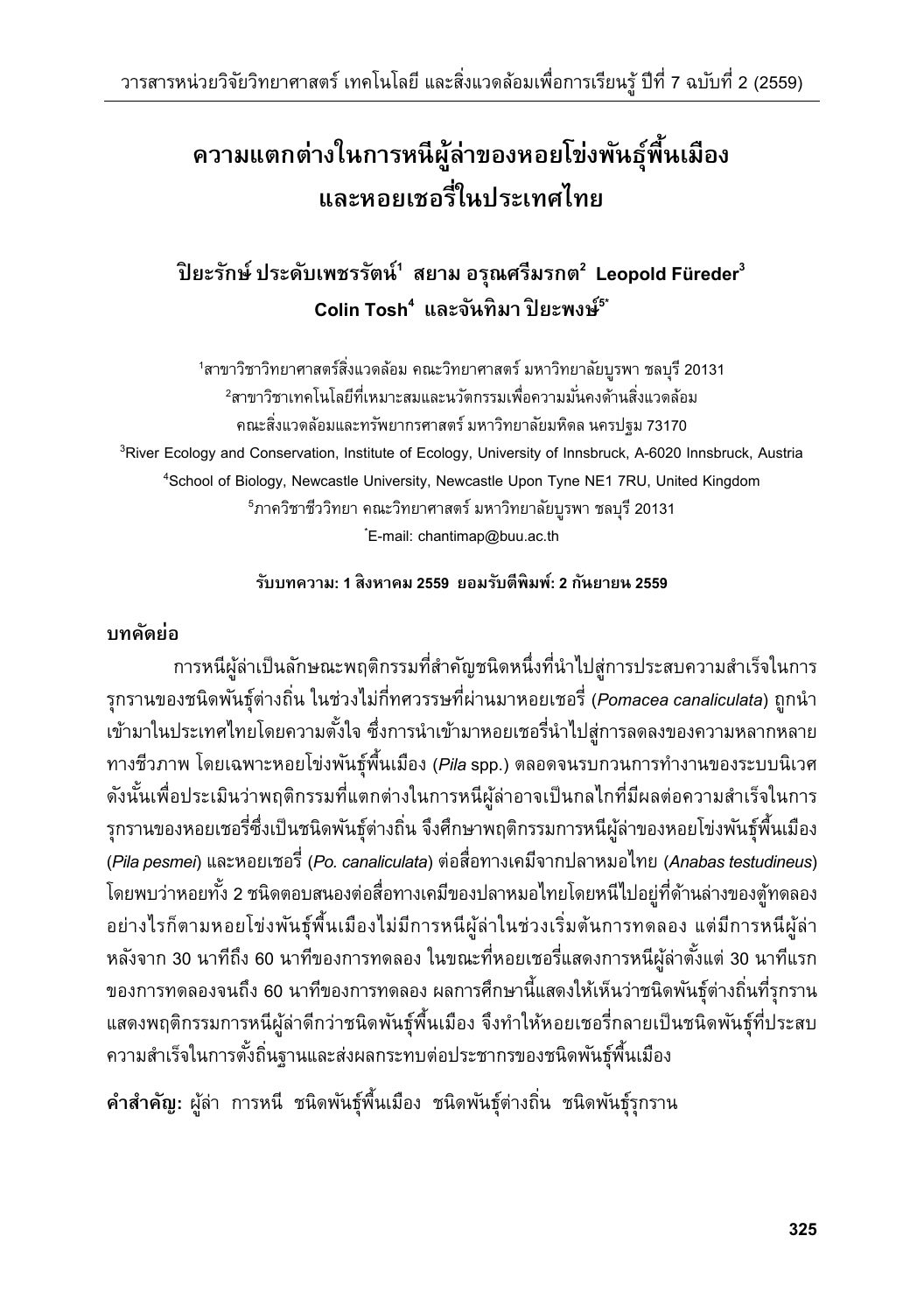# ความแตกต่างในการหนีผู้ล่าของหอยโข่งพันธุ์พื้นเมือง และหอยเชอรี่ในประเทศไทย

**ปิยะรักษ์ ประดับเพชรรัตน์[1] สยาม อรุณศรีมรกต[2] Leopold Füreder[3] Colin Tosh[4] และจันทิมา ปิยะพงษ์[5*]**

[1]สาขาวิชาวิทยาศาสตร์สิ่งแวดล้อม คณะวิทยาศาสตร์ มหาวิทยาลัยบูรพา ชลบุรี 20131

[2]สาขาวิชาเทคโนโลยีที่เหมาะสมและนวัตกรรมเพื่อความมั่นคงด้านสิ่งแวดล้อม คณะสิ่งแวดล้อมและทรัพยากรศาสตร์ มหาวิทยาลัยมหิดล นครปฐม 73170

[3]River Ecology and Conservation, Institute of Ecology, University of Innsbruck, A-6020 Innsbruck, Austria

[4]School of Biology, Newcastle University, Newcastle Upon Tyne NE1 7RU, United Kingdom

[5]ภาควิชาชีววิทยา คณะวิทยาศาสตร์ มหาวิทยาลัยบูรพา ชลบุรี 20131

[*]E-mail: chantimap@buu.ac.th

**รับบทความ: 1 สิงหาคม 2559 ยอมรับตีพิมพ์: 2 กันยายน 2559**

## บทคัดย่อ

การหนีผู้ล่าเป็นลักษณะพฤติกรรมที่สำคัญชนิดหนึ่งที่นำไปสู่การประสบความสำเร็จในการรุกรานของชนิดพันธุ์ต่างถิ่น ในช่วงไม่กี่ทศวรรษที่ผ่านมาหอยเชอรี่ (*Pomacea canaliculata*) ถูกนำเข้ามาในประเทศไทยโดยความตั้งใจ ซึ่งการนำเข้ามาหอยเชอรี่นำไปสู่การลดลงของความหลากหลายทางชีวภาพ โดยเฉพาะหอยโข่งพันธุ์พื้นเมือง (*Pila* spp.) ตลอดจนรบกวนการทำงานของระบบนิเวศ ดังนั้นเพื่อประเมินว่าพฤติกรรมที่แตกต่างในการหนีผู้ล่าอาจเป็นกลไกที่มีผลต่อความสำเร็จในการรุกรานของหอยเชอรี่ซึ่งเป็นชนิดพันธุ์ต่างถิ่น จึงศึกษาพฤติกรรมการหนีผู้ล่าของหอยโข่งพันธุ์พื้นเมือง (*Pila pesmei*) และหอยเชอรี่ (*Po. canaliculata*) ต่อสื่อทางเคมีจากปลาหมอไทย (*Anabas testudineus*) โดยพบว่าหอยทั้ง 2 ชนิดตอบสนองต่อสื่อทางเคมีของปลาหมอไทยโดยหนีไปอยู่ที่ด้านล่างของตู้ทดลอง อย่างไรก็ตามหอยโข่งพันธุ์พื้นเมืองไม่มีการหนีผู้ล่าในช่วงเริ่มต้นการทดลอง แต่มีการหนีผู้ล่าหลังจาก 30 นาทีถึง 60 นาทีของการทดลอง ในขณะที่หอยเชอรี่แสดงการหนีผู้ล่าตั้งแต่ 30 นาทีแรกของการทดลองจนถึง 60 นาทีของการทดลอง ผลการศึกษานี้แสดงให้เห็นว่าชนิดพันธุ์ต่างถิ่นที่รุกรานแสดงพฤติกรรมการหนีผู้ล่าดีกว่าชนิดพันธุ์พื้นเมือง จึงทำให้หอยเชอรี่กลายเป็นชนิดพันธุ์ที่ประสบความสำเร็จในการตั้งถิ่นฐานและส่งผลกระทบต่อประชากรของชนิดพันธุ์พื้นเมือง

**คำสำคัญ:** ผู้ล่า การหนี ชนิดพันธุ์พื้นเมือง ชนิดพันธุ์ต่างถิ่น ชนิดพันธุ์รุกราน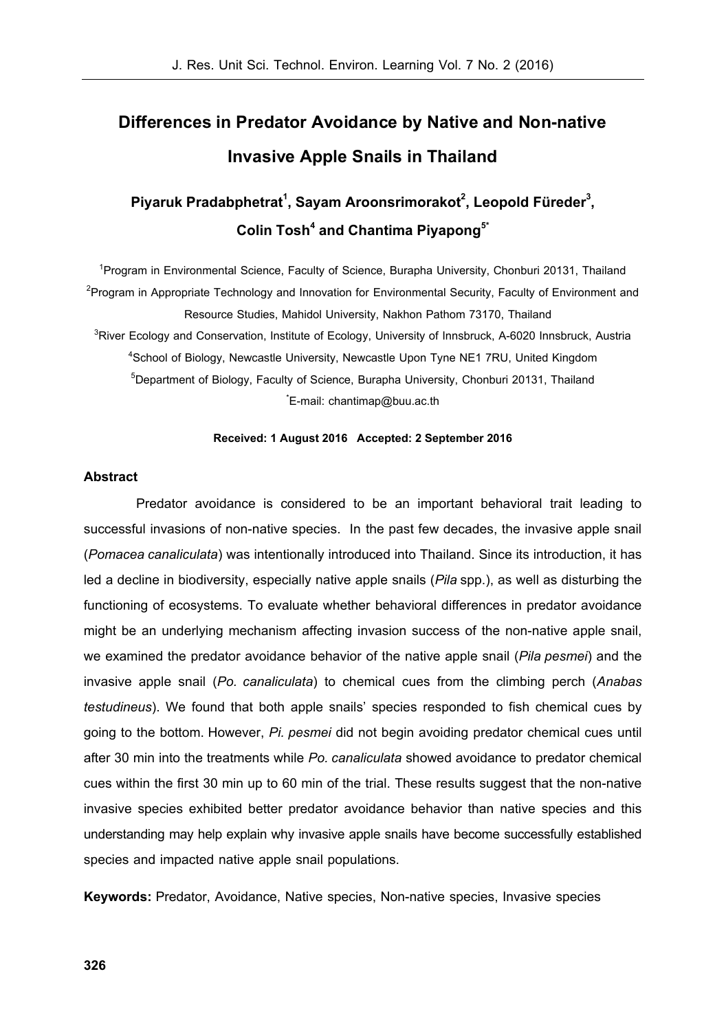# Differences in Predator Avoidance by Native and Non-native Invasive Apple Snails in Thailand

**Piyaruk Pradabphetrat[1], Sayam Aroonsrimorakot[2], Leopold Füreder[3], Colin Tosh[4] and Chantima Piyapong[5*]**

[1]Program in Environmental Science, Faculty of Science, Burapha University, Chonburi 20131, Thailand

[2]Program in Appropriate Technology and Innovation for Environmental Security, Faculty of Environment and Resource Studies, Mahidol University, Nakhon Pathom 73170, Thailand

[3]River Ecology and Conservation, Institute of Ecology, University of Innsbruck, A-6020 Innsbruck, Austria

[4]School of Biology, Newcastle University, Newcastle Upon Tyne NE1 7RU, United Kingdom

[5]Department of Biology, Faculty of Science, Burapha University, Chonburi 20131, Thailand

[*]E-mail: chantimap@buu.ac.th

**Received: 1 August 2016 Accepted: 2 September 2016**

## Abstract

Predator avoidance is considered to be an important behavioral trait leading to successful invasions of non-native species. In the past few decades, the invasive apple snail (*Pomacea canaliculata*) was intentionally introduced into Thailand. Since its introduction, it has led a decline in biodiversity, especially native apple snails (*Pila* spp.), as well as disturbing the functioning of ecosystems. To evaluate whether behavioral differences in predator avoidance might be an underlying mechanism affecting invasion success of the non-native apple snail, we examined the predator avoidance behavior of the native apple snail (*Pila pesmei*) and the invasive apple snail (*Po. canaliculata*) to chemical cues from the climbing perch (*Anabas testudineus*). We found that both apple snails' species responded to fish chemical cues by going to the bottom. However, *Pi. pesmei* did not begin avoiding predator chemical cues until after 30 min into the treatments while *Po. canaliculata* showed avoidance to predator chemical cues within the first 30 min up to 60 min of the trial. These results suggest that the non-native invasive species exhibited better predator avoidance behavior than native species and this understanding may help explain why invasive apple snails have become successfully established species and impacted native apple snail populations.

**Keywords:** Predator, Avoidance, Native species, Non-native species, Invasive species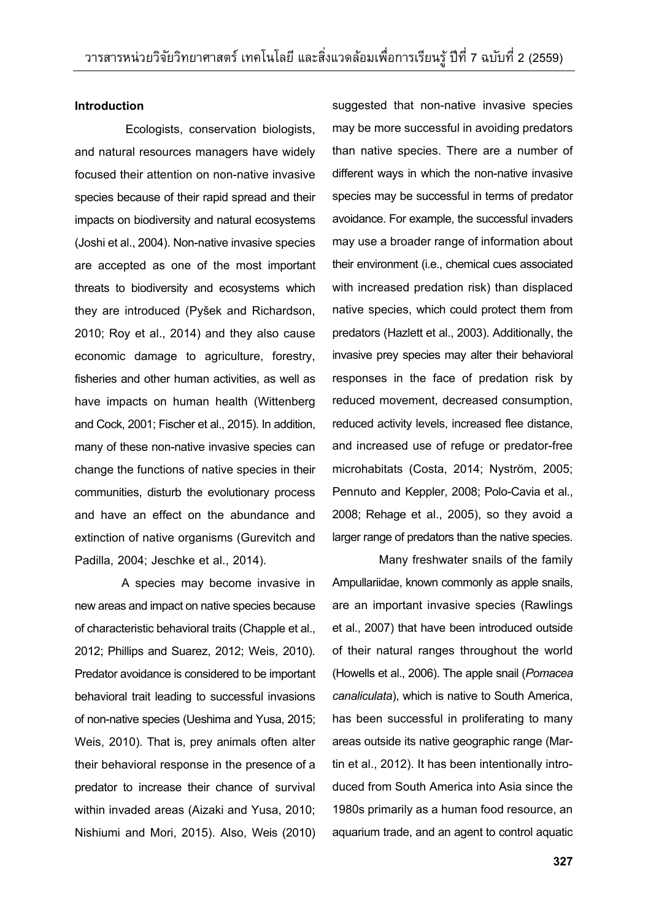## Introduction

Ecologists, conservation biologists, and natural resources managers have widely focused their attention on non-native invasive species because of their rapid spread and their impacts on biodiversity and natural ecosystems (Joshi et al., 2004). Non-native invasive species are accepted as one of the most important threats to biodiversity and ecosystems which they are introduced (Pyšek and Richardson, 2010; Roy et al., 2014) and they also cause economic damage to agriculture, forestry, fisheries and other human activities, as well as have impacts on human health (Wittenberg and Cock, 2001; Fischer et al., 2015). In addition, many of these non-native invasive species can change the functions of native species in their communities, disturb the evolutionary process and have an effect on the abundance and extinction of native organisms (Gurevitch and Padilla, 2004; Jeschke et al., 2014).

A species may become invasive in new areas and impact on native species because of characteristic behavioral traits (Chapple et al., 2012; Phillips and Suarez, 2012; Weis, 2010). Predator avoidance is considered to be important behavioral trait leading to successful invasions of non-native species (Ueshima and Yusa, 2015; Weis, 2010). That is, prey animals often alter their behavioral response in the presence of a predator to increase their chance of survival within invaded areas (Aizaki and Yusa, 2010; Nishiumi and Mori, 2015). Also, Weis (2010) suggested that non-native invasive species may be more successful in avoiding predators than native species. There are a number of different ways in which the non-native invasive species may be successful in terms of predator avoidance. For example, the successful invaders may use a broader range of information about their environment (i.e., chemical cues associated with increased predation risk) than displaced native species, which could protect them from predators (Hazlett et al., 2003). Additionally, the invasive prey species may alter their behavioral responses in the face of predation risk by reduced movement, decreased consumption, reduced activity levels, increased flee distance, and increased use of refuge or predator-free microhabitats (Costa, 2014; Nyström, 2005; Pennuto and Keppler, 2008; Polo-Cavia et al., 2008; Rehage et al., 2005), so they avoid a larger range of predators than the native species.

Many freshwater snails of the family Ampullariidae, known commonly as apple snails, are an important invasive species (Rawlings et al., 2007) that have been introduced outside of their natural ranges throughout the world (Howells et al., 2006). The apple snail (*Pomacea canaliculata*), which is native to South America, has been successful in proliferating to many areas outside its native geographic range (Martin et al., 2012). It has been intentionally introduced from South America into Asia since the 1980s primarily as a human food resource, an aquarium trade, and an agent to control aquatic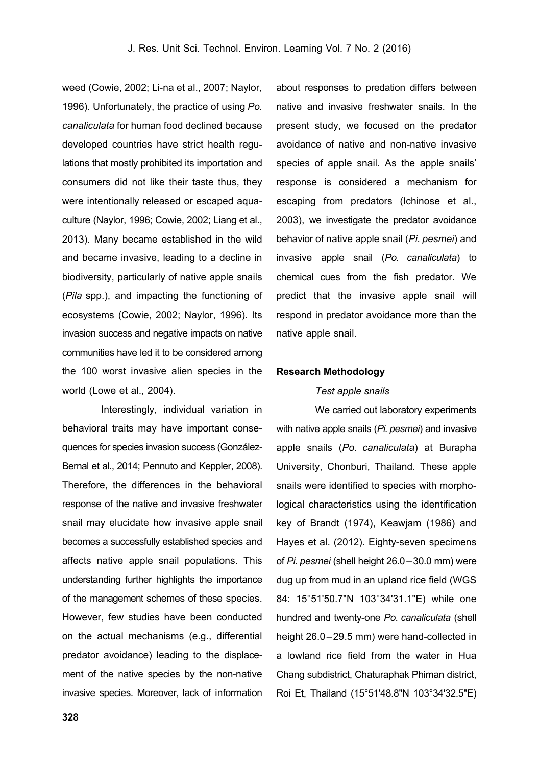weed (Cowie, 2002; Li-na et al., 2007; Naylor, 1996). Unfortunately, the practice of using *Po. canaliculata* for human food declined because developed countries have strict health regulations that mostly prohibited its importation and consumers did not like their taste thus, they were intentionally released or escaped aquaculture (Naylor, 1996; Cowie, 2002; Liang et al., 2013). Many became established in the wild and became invasive, leading to a decline in biodiversity, particularly of native apple snails (*Pila* spp.), and impacting the functioning of ecosystems (Cowie, 2002; Naylor, 1996). Its invasion success and negative impacts on native communities have led it to be considered among the 100 worst invasive alien species in the world (Lowe et al., 2004).

Interestingly, individual variation in behavioral traits may have important consequences for species invasion success (González-Bernal et al., 2014; Pennuto and Keppler, 2008). Therefore, the differences in the behavioral response of the native and invasive freshwater snail may elucidate how invasive apple snail becomes a successfully established species and affects native apple snail populations. This understanding further highlights the importance of the management schemes of these species. However, few studies have been conducted on the actual mechanisms (e.g., differential predator avoidance) leading to the displacement of the native species by the non-native invasive species. Moreover, lack of information about responses to predation differs between native and invasive freshwater snails. In the present study, we focused on the predator avoidance of native and non-native invasive species of apple snail. As the apple snails' response is considered a mechanism for escaping from predators (Ichinose et al., 2003), we investigate the predator avoidance behavior of native apple snail (*Pi. pesmei*) and invasive apple snail (*Po. canaliculata*) to chemical cues from the fish predator. We predict that the invasive apple snail will respond in predator avoidance more than the native apple snail.

## Research Methodology

### *Test apple snails*

We carried out laboratory experiments with native apple snails (*Pi. pesmei*) and invasive apple snails (*Po. canaliculata*) at Burapha University, Chonburi, Thailand. These apple snails were identified to species with morphological characteristics using the identification key of Brandt (1974), Keawjam (1986) and Hayes et al. (2012). Eighty-seven specimens of *Pi. pesmei* (shell height 26.0 – 30.0 mm) were dug up from mud in an upland rice field (WGS 84: 15°51'50.7"N 103°34'31.1"E) while one hundred and twenty-one *Po. canaliculata* (shell height 26.0 – 29.5 mm) were hand-collected in a lowland rice field from the water in Hua Chang subdistrict, Chaturaphak Phiman district, Roi Et, Thailand (15°51'48.8"N 103°34'32.5"E)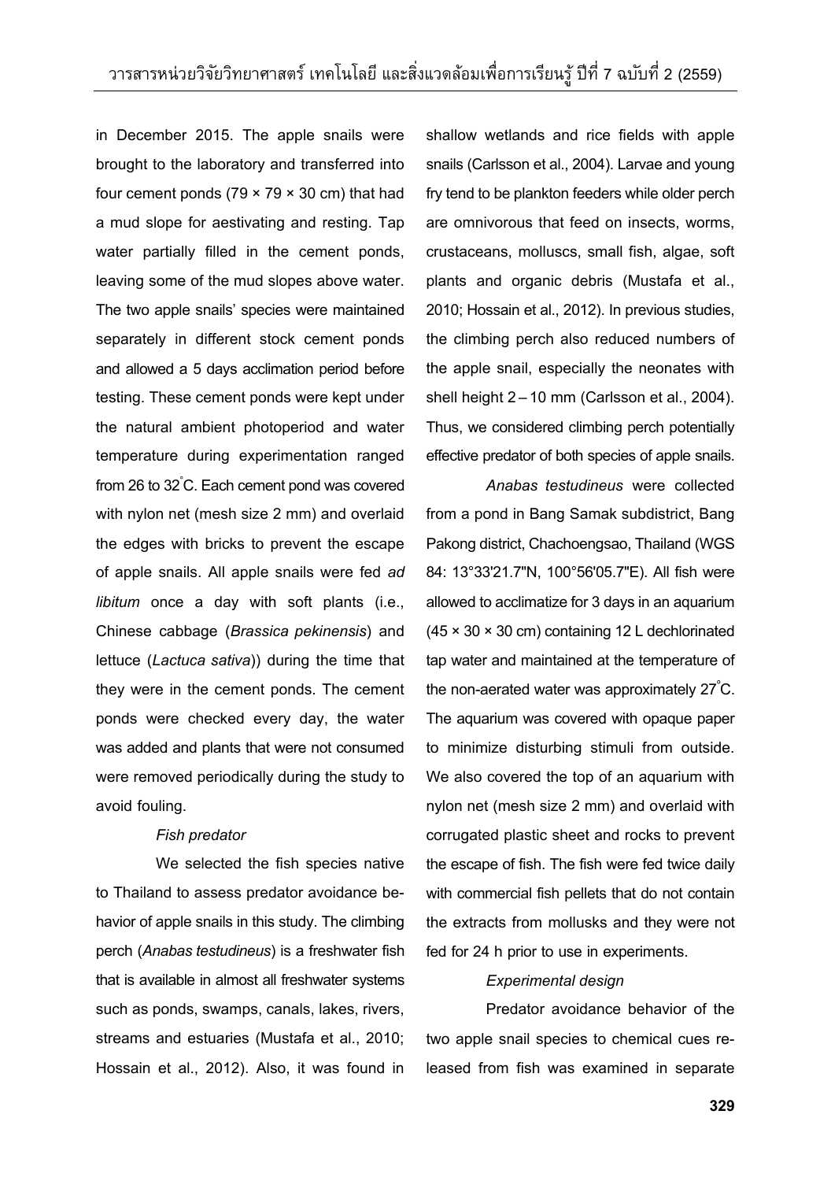in December 2015. The apple snails were brought to the laboratory and transferred into four cement ponds (79 × 79 × 30 cm) that had a mud slope for aestivating and resting. Tap water partially filled in the cement ponds, leaving some of the mud slopes above water. The two apple snails' species were maintained separately in different stock cement ponds and allowed a 5 days acclimation period before testing. These cement ponds were kept under the natural ambient photoperiod and water temperature during experimentation ranged from 26 to 32°C. Each cement pond was covered with nylon net (mesh size 2 mm) and overlaid the edges with bricks to prevent the escape of apple snails. All apple snails were fed *ad libitum* once a day with soft plants (i.e., Chinese cabbage (*Brassica pekinensis*) and lettuce (*Lactuca sativa*)) during the time that they were in the cement ponds. The cement ponds were checked every day, the water was added and plants that were not consumed were removed periodically during the study to avoid fouling.

*Fish predator*

We selected the fish species native to Thailand to assess predator avoidance behavior of apple snails in this study. The climbing perch (*Anabas testudineus*) is a freshwater fish that is available in almost all freshwater systems such as ponds, swamps, canals, lakes, rivers, streams and estuaries (Mustafa et al., 2010; Hossain et al., 2012). Also, it was found in shallow wetlands and rice fields with apple snails (Carlsson et al., 2004). Larvae and young fry tend to be plankton feeders while older perch are omnivorous that feed on insects, worms, crustaceans, molluscs, small fish, algae, soft plants and organic debris (Mustafa et al., 2010; Hossain et al., 2012). In previous studies, the climbing perch also reduced numbers of the apple snail, especially the neonates with shell height 2 – 10 mm (Carlsson et al., 2004). Thus, we considered climbing perch potentially effective predator of both species of apple snails.

*Anabas testudineus* were collected from a pond in Bang Samak subdistrict, Bang Pakong district, Chachoengsao, Thailand (WGS 84: 13°33'21.7"N, 100°56'05.7"E). All fish were allowed to acclimatize for 3 days in an aquarium (45 × 30 × 30 cm) containing 12 L dechlorinated tap water and maintained at the temperature of the non-aerated water was approximately 27°C. The aquarium was covered with opaque paper to minimize disturbing stimuli from outside. We also covered the top of an aquarium with nylon net (mesh size 2 mm) and overlaid with corrugated plastic sheet and rocks to prevent the escape of fish. The fish were fed twice daily with commercial fish pellets that do not contain the extracts from mollusks and they were not fed for 24 h prior to use in experiments.

*Experimental design*

Predator avoidance behavior of the two apple snail species to chemical cues released from fish was examined in separate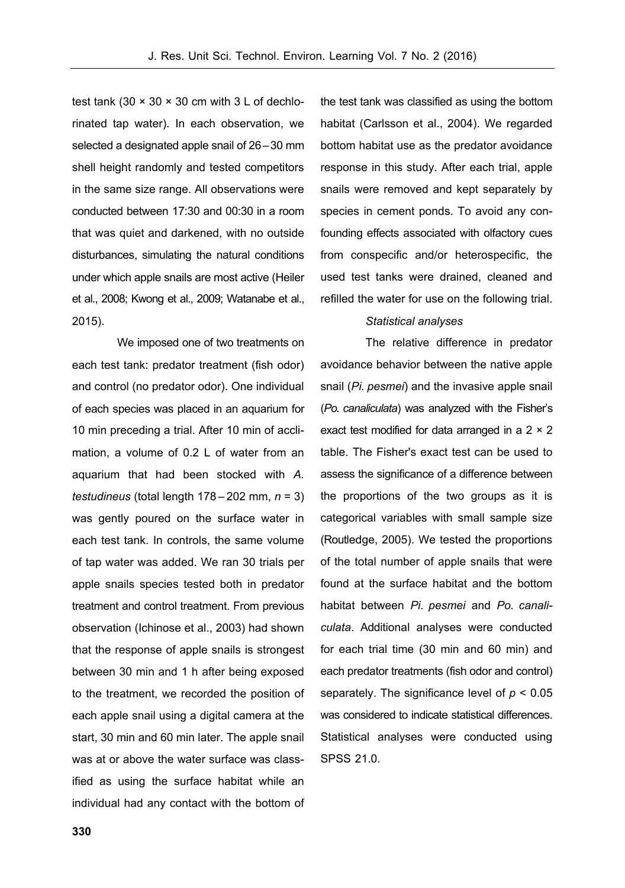test tank (30 × 30 × 30 cm with 3 L of dechlorinated tap water). In each observation, we selected a designated apple snail of 26 – 30 mm shell height randomly and tested competitors in the same size range. All observations were conducted between 17:30 and 00:30 in a room that was quiet and darkened, with no outside disturbances, simulating the natural conditions under which apple snails are most active (Heiler et al., 2008; Kwong et al., 2009; Watanabe et al., 2015).

We imposed one of two treatments on each test tank: predator treatment (fish odor) and control (no predator odor). One individual of each species was placed in an aquarium for 10 min preceding a trial. After 10 min of acclimation, a volume of 0.2 L of water from an aquarium that had been stocked with *A. testudineus* (total length 178 – 202 mm, $n$ = 3) was gently poured on the surface water in each test tank. In controls, the same volume of tap water was added. We ran 30 trials per apple snails species tested both in predator treatment and control treatment. From previous observation (Ichinose et al., 2003) had shown that the response of apple snails is strongest between 30 min and 1 h after being exposed to the treatment, we recorded the position of each apple snail using a digital camera at the start, 30 min and 60 min later. The apple snail was at or above the water surface was classified as using the surface habitat while an individual had any contact with the bottom of the test tank was classified as using the bottom habitat (Carlsson et al., 2004). We regarded bottom habitat use as the predator avoidance response in this study. After each trial, apple snails were removed and kept separately by species in cement ponds. To avoid any confounding effects associated with olfactory cues from conspecific and/or heterospecific, the used test tanks were drained, cleaned and refilled the water for use on the following trial.

*Statistical analyses*

The relative difference in predator avoidance behavior between the native apple snail (*Pi. pesmei*) and the invasive apple snail (*Po. canaliculata*) was analyzed with the Fisher's exact test modified for data arranged in a 2 × 2 table. The Fisher's exact test can be used to assess the significance of a difference between the proportions of the two groups as it is categorical variables with small sample size (Routledge, 2005). We tested the proportions of the total number of apple snails that were found at the surface habitat and the bottom habitat between *Pi. pesmei* and *Po. canaliculata*. Additional analyses were conducted for each trial time (30 min and 60 min) and each predator treatments (fish odor and control) separately. The significance level of $p$ < 0.05 was considered to indicate statistical differences. Statistical analyses were conducted using SPSS 21.0.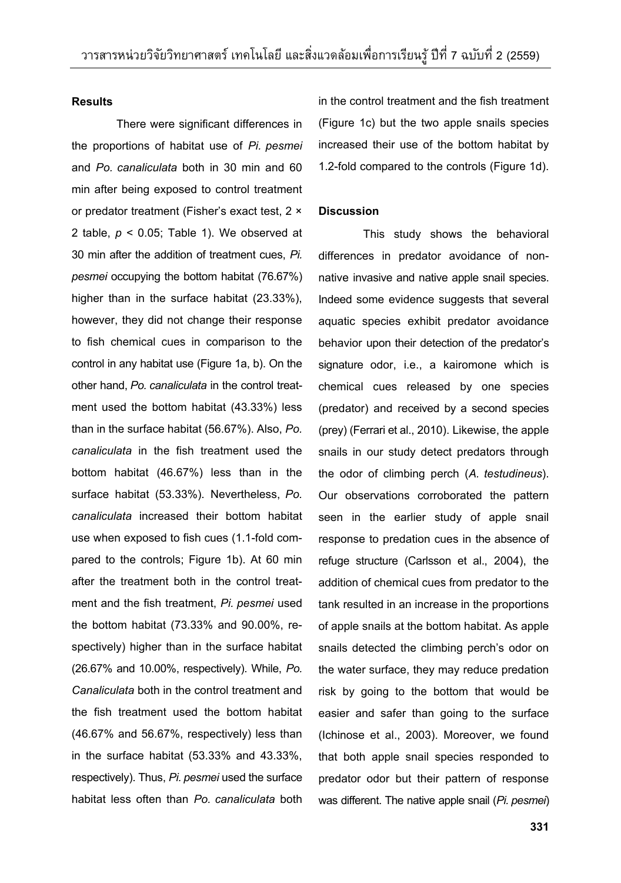## Results

There were significant differences in the proportions of habitat use of *Pi. pesmei* and *Po. canaliculata* both in 30 min and 60 min after being exposed to control treatment or predator treatment (Fisher's exact test, 2 × 2 table, $p < 0.05$; Table 1). We observed at 30 min after the addition of treatment cues, *Pi. pesmei* occupying the bottom habitat (76.67%) higher than in the surface habitat (23.33%), however, they did not change their response to fish chemical cues in comparison to the control in any habitat use (Figure 1a, b). On the other hand, *Po. canaliculata* in the control treatment used the bottom habitat (43.33%) less than in the surface habitat (56.67%). Also, *Po. canaliculata* in the fish treatment used the bottom habitat (46.67%) less than in the surface habitat (53.33%). Nevertheless, *Po. canaliculata* increased their bottom habitat use when exposed to fish cues (1.1-fold compared to the controls; Figure 1b). At 60 min after the treatment both in the control treatment and the fish treatment, *Pi. pesmei* used the bottom habitat (73.33% and 90.00%, respectively) higher than in the surface habitat (26.67% and 10.00%, respectively). While, *Po. Canaliculata* both in the control treatment and the fish treatment used the bottom habitat (46.67% and 56.67%, respectively) less than in the surface habitat (53.33% and 43.33%, respectively). Thus, *Pi. pesmei* used the surface habitat less often than *Po. canaliculata* both in the control treatment and the fish treatment (Figure 1c) but the two apple snails species increased their use of the bottom habitat by 1.2-fold compared to the controls (Figure 1d).

## Discussion

This study shows the behavioral differences in predator avoidance of non-native invasive and native apple snail species. Indeed some evidence suggests that several aquatic species exhibit predator avoidance behavior upon their detection of the predator's signature odor, i.e., a kairomone which is chemical cues released by one species (predator) and received by a second species (prey) (Ferrari et al., 2010). Likewise, the apple snails in our study detect predators through the odor of climbing perch (*A. testudineus*). Our observations corroborated the pattern seen in the earlier study of apple snail response to predation cues in the absence of refuge structure (Carlsson et al., 2004), the addition of chemical cues from predator to the tank resulted in an increase in the proportions of apple snails at the bottom habitat. As apple snails detected the climbing perch's odor on the water surface, they may reduce predation risk by going to the bottom that would be easier and safer than going to the surface (Ichinose et al., 2003). Moreover, we found that both apple snail species responded to predator odor but their pattern of response was different. The native apple snail (*Pi. pesmei*)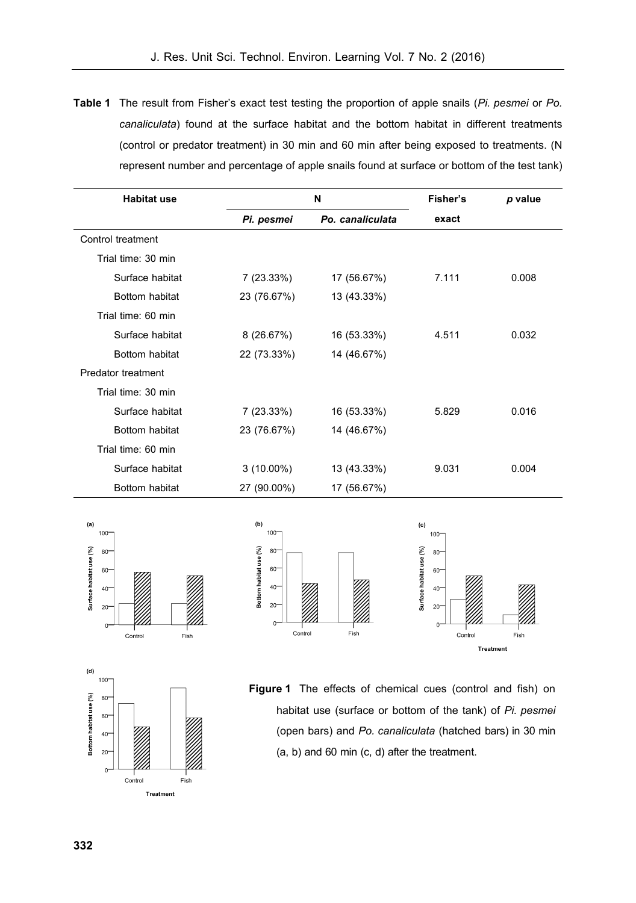**Table 1** The result from Fisher's exact test testing the proportion of apple snails (*Pi. pesmei* or *Po. canaliculata*) found at the surface habitat and the bottom habitat in different treatments (control or predator treatment) in 30 min and 60 min after being exposed to treatments. (N represent number and percentage of apple snails found at surface or bottom of the test tank)

| Habitat use | N | | Fisher's exact | *p* value |
|---|---|---|---|---|
| | ***Pi. pesmei*** | ***Po. canaliculata*** | | |
| Control treatment | | | | |
| Trial time: 30 min | | | | |
| Surface habitat | 7 (23.33%) | 17 (56.67%) | 7.111 | 0.008 |
| Bottom habitat | 23 (76.67%) | 13 (43.33%) | | |
| Trial time: 60 min | | | | |
| Surface habitat | 8 (26.67%) | 16 (53.33%) | 4.511 | 0.032 |
| Bottom habitat | 22 (73.33%) | 14 (46.67%) | | |
| Predator treatment | | | | |
| Trial time: 30 min | | | | |
| Surface habitat | 7 (23.33%) | 16 (53.33%) | 5.829 | 0.016 |
| Bottom habitat | 23 (76.67%) | 14 (46.67%) | | |
| Trial time: 60 min | | | | |
| Surface habitat | 3 (10.00%) | 13 (43.33%) | 9.031 | 0.004 |
| Bottom habitat | 27 (90.00%) | 17 (56.67%) | | |

**Figure 1** The effects of chemical cues (control and fish) on habitat use (surface or bottom of the tank) of *Pi. pesmei* (open bars) and *Po. canaliculata* (hatched bars) in 30 min (a, b) and 60 min (c, d) after the treatment.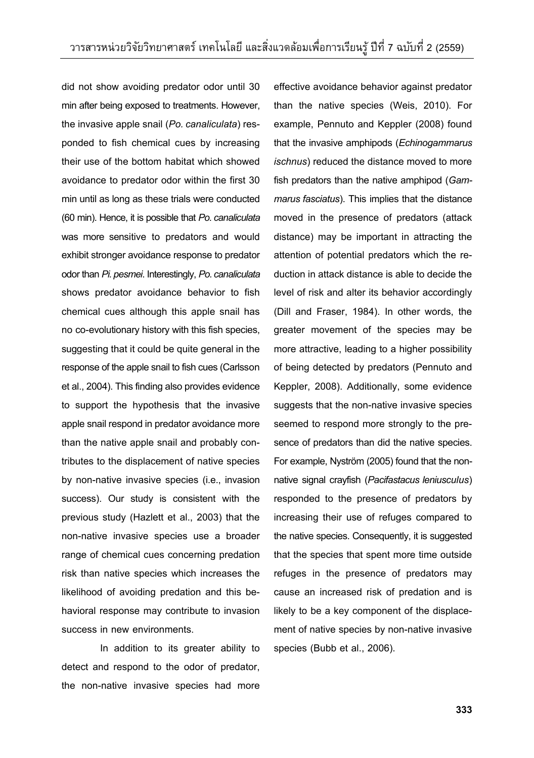did not show avoiding predator odor until 30 min after being exposed to treatments. However, the invasive apple snail (*Po. canaliculata*) responded to fish chemical cues by increasing their use of the bottom habitat which showed avoidance to predator odor within the first 30 min until as long as these trials were conducted (60 min). Hence, it is possible that *Po. canaliculata* was more sensitive to predators and would exhibit stronger avoidance response to predator odor than *Pi. pesmei*. Interestingly, *Po. canaliculata* shows predator avoidance behavior to fish chemical cues although this apple snail has no co-evolutionary history with this fish species, suggesting that it could be quite general in the response of the apple snail to fish cues (Carlsson et al., 2004). This finding also provides evidence to support the hypothesis that the invasive apple snail respond in predator avoidance more than the native apple snail and probably contributes to the displacement of native species by non-native invasive species (i.e., invasion success). Our study is consistent with the previous study (Hazlett et al., 2003) that the non-native invasive species use a broader range of chemical cues concerning predation risk than native species which increases the likelihood of avoiding predation and this behavioral response may contribute to invasion success in new environments.

In addition to its greater ability to detect and respond to the odor of predator, the non-native invasive species had more effective avoidance behavior against predator than the native species (Weis, 2010). For example, Pennuto and Keppler (2008) found that the invasive amphipods (*Echinogammarus ischnus*) reduced the distance moved to more fish predators than the native amphipod (*Gammarus fasciatus*). This implies that the distance moved in the presence of predators (attack distance) may be important in attracting the attention of potential predators which the reduction in attack distance is able to decide the level of risk and alter its behavior accordingly (Dill and Fraser, 1984). In other words, the greater movement of the species may be more attractive, leading to a higher possibility of being detected by predators (Pennuto and Keppler, 2008). Additionally, some evidence suggests that the non-native invasive species seemed to respond more strongly to the presence of predators than did the native species. For example, Nyström (2005) found that the non-native signal crayfish (*Pacifastacus leniusculus*) responded to the presence of predators by increasing their use of refuges compared to the native species. Consequently, it is suggested that the species that spent more time outside refuges in the presence of predators may cause an increased risk of predation and is likely to be a key component of the displacement of native species by non-native invasive species (Bubb et al., 2006).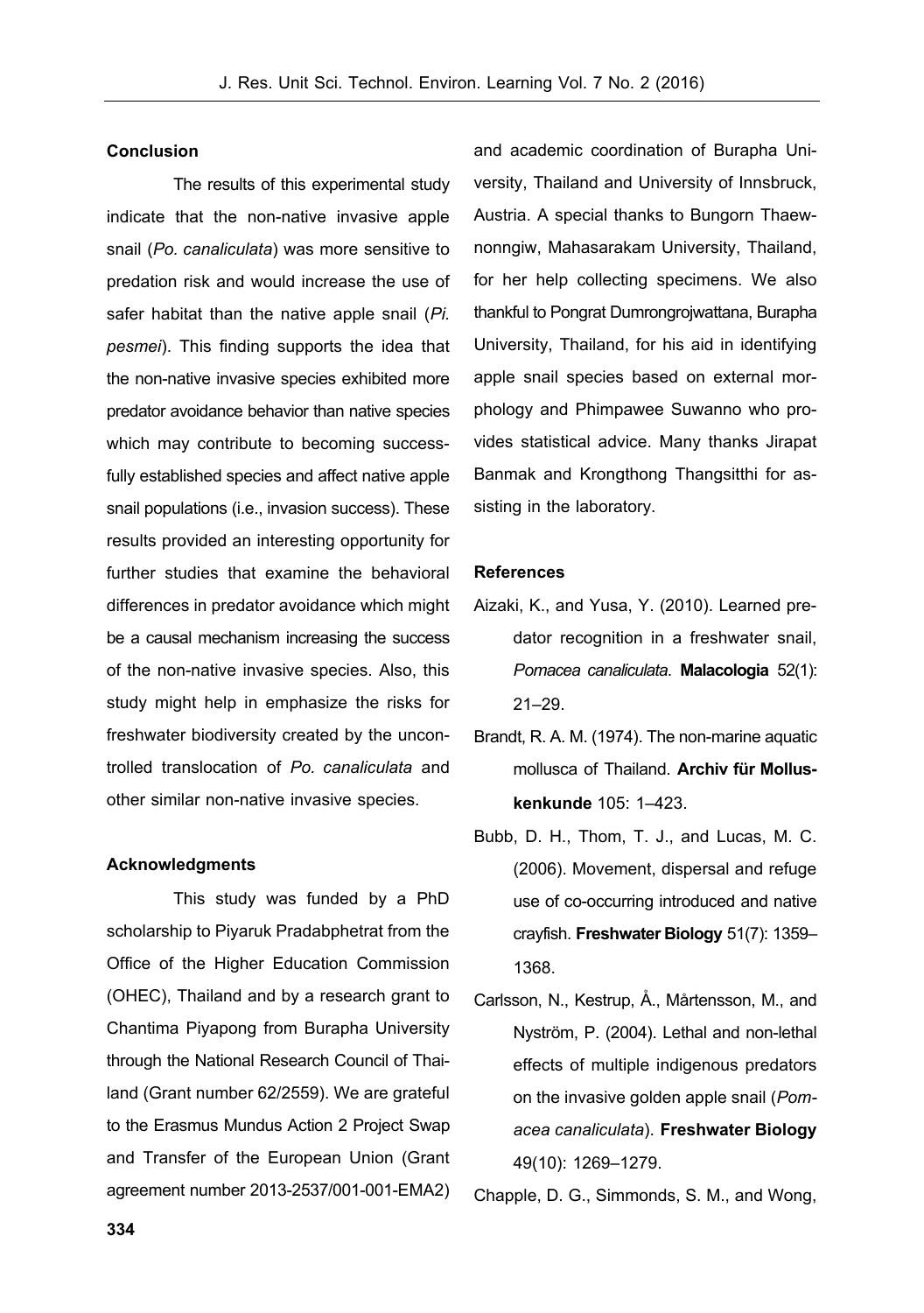## Conclusion

The results of this experimental study indicate that the non-native invasive apple snail (*Po. canaliculata*) was more sensitive to predation risk and would increase the use of safer habitat than the native apple snail (*Pi. pesmei*). This finding supports the idea that the non-native invasive species exhibited more predator avoidance behavior than native species which may contribute to becoming successfully established species and affect native apple snail populations (i.e., invasion success). These results provided an interesting opportunity for further studies that examine the behavioral differences in predator avoidance which might be a causal mechanism increasing the success of the non-native invasive species. Also, this study might help in emphasize the risks for freshwater biodiversity created by the uncontrolled translocation of *Po. canaliculata* and other similar non-native invasive species.

## Acknowledgments

This study was funded by a PhD scholarship to Piyaruk Pradabphetrat from the Office of the Higher Education Commission (OHEC), Thailand and by a research grant to Chantima Piyapong from Burapha University through the National Research Council of Thailand (Grant number 62/2559). We are grateful to the Erasmus Mundus Action 2 Project Swap and Transfer of the European Union (Grant agreement number 2013-2537/001-001-EMA2) and academic coordination of Burapha University, Thailand and University of Innsbruck, Austria. A special thanks to Bungorn Thaewnonngiw, Mahasarakam University, Thailand, for her help collecting specimens. We also thankful to Pongrat Dumrongrojwattana, Burapha University, Thailand, for his aid in identifying apple snail species based on external morphology and Phimpawee Suwanno who provides statistical advice. Many thanks Jirapat Banmak and Krongthong Thangsitthi for assisting in the laboratory.

## References

Aizaki, K., and Yusa, Y. (2010). Learned predator recognition in a freshwater snail, *Pomacea canaliculata*. **Malacologia** 52(1): 21–29.

Brandt, R. A. M. (1974). The non-marine aquatic mollusca of Thailand. **Archiv für Molluskenkunde** 105: 1–423.

Bubb, D. H., Thom, T. J., and Lucas, M. C. (2006). Movement, dispersal and refuge use of co-occurring introduced and native crayfish. **Freshwater Biology** 51(7): 1359–1368.

Carlsson, N., Kestrup, Å., Mårtensson, M., and Nyström, P. (2004). Lethal and non-lethal effects of multiple indigenous predators on the invasive golden apple snail (*Pomacea canaliculata*). **Freshwater Biology** 49(10): 1269–1279.

Chapple, D. G., Simmonds, S. M., and Wong,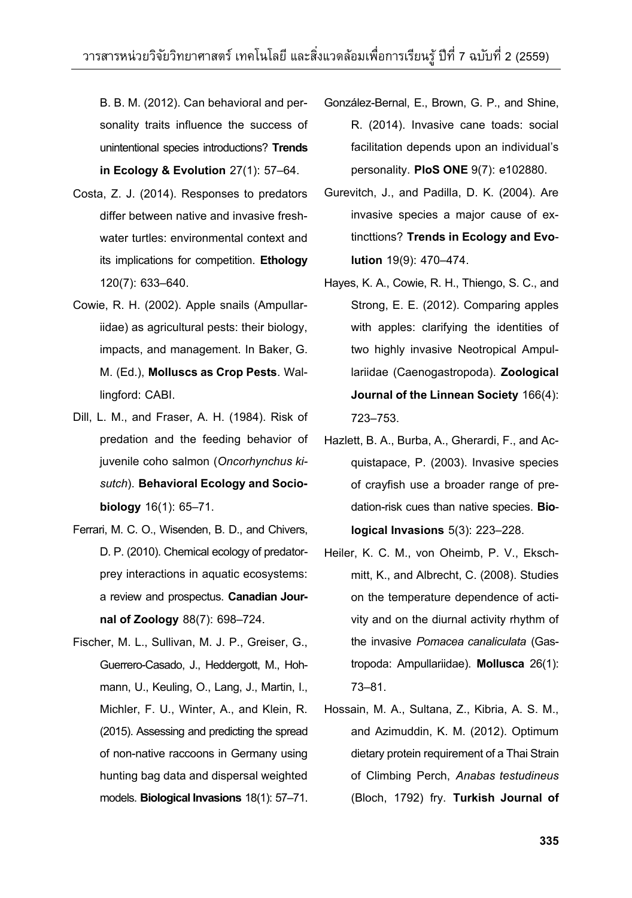B. B. M. (2012). Can behavioral and personality traits influence the success of unintentional species introductions? **Trends in Ecology & Evolution** 27(1): 57–64.

Costa, Z. J. (2014). Responses to predators differ between native and invasive freshwater turtles: environmental context and its implications for competition. **Ethology** 120(7): 633–640.

Cowie, R. H. (2002). Apple snails (Ampullariidae) as agricultural pests: their biology, impacts, and management. In Baker, G. M. (Ed.), **Molluscs as Crop Pests**. Wallingford: CABI.

Dill, L. M., and Fraser, A. H. (1984). Risk of predation and the feeding behavior of juvenile coho salmon (*Oncorhynchus kisutch*). **Behavioral Ecology and Sociobiology** 16(1): 65–71.

Ferrari, M. C. O., Wisenden, B. D., and Chivers, D. P. (2010). Chemical ecology of predator-prey interactions in aquatic ecosystems: a review and prospectus. **Canadian Journal of Zoology** 88(7): 698–724.

Fischer, M. L., Sullivan, M. J. P., Greiser, G., Guerrero-Casado, J., Heddergott, M., Hohmann, U., Keuling, O., Lang, J., Martin, I., Michler, F. U., Winter, A., and Klein, R. (2015). Assessing and predicting the spread of non-native raccoons in Germany using hunting bag data and dispersal weighted models. **Biological Invasions** 18(1): 57–71.

González-Bernal, E., Brown, G. P., and Shine, R. (2014). Invasive cane toads: social facilitation depends upon an individual's personality. **PloS ONE** 9(7): e102880.

Gurevitch, J., and Padilla, D. K. (2004). Are invasive species a major cause of extincttions? **Trends in Ecology and Evolution** 19(9): 470–474.

Hayes, K. A., Cowie, R. H., Thiengo, S. C., and Strong, E. E. (2012). Comparing apples with apples: clarifying the identities of two highly invasive Neotropical Ampullariidae (Caenogastropoda). **Zoological Journal of the Linnean Society** 166(4): 723–753.

Hazlett, B. A., Burba, A., Gherardi, F., and Acquistapace, P. (2003). Invasive species of crayfish use a broader range of predation-risk cues than native species. **Biological Invasions** 5(3): 223–228.

Heiler, K. C. M., von Oheimb, P. V., Ekschmitt, K., and Albrecht, C. (2008). Studies on the temperature dependence of activity and on the diurnal activity rhythm of the invasive *Pomacea canaliculata* (Gastropoda: Ampullariidae). **Mollusca** 26(1): 73–81.

Hossain, M. A., Sultana, Z., Kibria, A. S. M., and Azimuddin, K. M. (2012). Optimum dietary protein requirement of a Thai Strain of Climbing Perch, *Anabas testudineus* (Bloch, 1792) fry. **Turkish Journal of**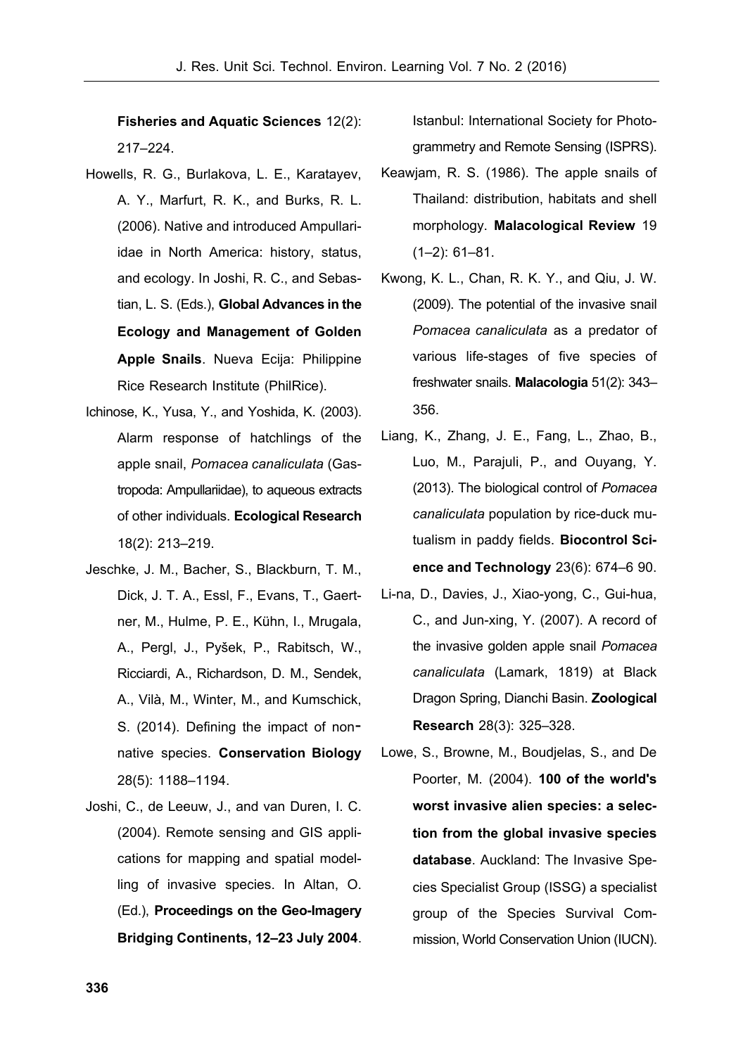**Fisheries and Aquatic Sciences** 12(2): 217–224.

Howells, R. G., Burlakova, L. E., Karatayev, A. Y., Marfurt, R. K., and Burks, R. L. (2006). Native and introduced Ampullariidae in North America: history, status, and ecology. In Joshi, R. C., and Sebastian, L. S. (Eds.), **Global Advances in the Ecology and Management of Golden Apple Snails**. Nueva Ecija: Philippine Rice Research Institute (PhilRice).

Ichinose, K., Yusa, Y., and Yoshida, K. (2003). Alarm response of hatchlings of the apple snail, *Pomacea canaliculata* (Gastropoda: Ampullariidae), to aqueous extracts of other individuals. **Ecological Research** 18(2): 213–219.

Jeschke, J. M., Bacher, S., Blackburn, T. M., Dick, J. T. A., Essl, F., Evans, T., Gaertner, M., Hulme, P. E., Kühn, I., Mrugala, A., Pergl, J., Pyšek, P., Rabitsch, W., Ricciardi, A., Richardson, D. M., Sendek, A., Vilà, M., Winter, M., and Kumschick, S. (2014). Defining the impact of non-native species. **Conservation Biology** 28(5): 1188–1194.

Joshi, C., de Leeuw, J., and van Duren, I. C. (2004). Remote sensing and GIS applications for mapping and spatial modelling of invasive species. In Altan, O. (Ed.), **Proceedings on the Geo-Imagery Bridging Continents, 12–23 July 2004**. Istanbul: International Society for Photogrammetry and Remote Sensing (ISPRS).

Keawjam, R. S. (1986). The apple snails of Thailand: distribution, habitats and shell morphology. **Malacological Review** 19 (1–2): 61–81.

Kwong, K. L., Chan, R. K. Y., and Qiu, J. W. (2009). The potential of the invasive snail *Pomacea canaliculata* as a predator of various life-stages of five species of freshwater snails. **Malacologia** 51(2): 343–356.

Liang, K., Zhang, J. E., Fang, L., Zhao, B., Luo, M., Parajuli, P., and Ouyang, Y. (2013). The biological control of *Pomacea canaliculata* population by rice-duck mutualism in paddy fields. **Biocontrol Science and Technology** 23(6): 674–6 90.

Li-na, D., Davies, J., Xiao-yong, C., Gui-hua, C., and Jun-xing, Y. (2007). A record of the invasive golden apple snail *Pomacea canaliculata* (Lamark, 1819) at Black Dragon Spring, Dianchi Basin. **Zoological Research** 28(3): 325–328.

Lowe, S., Browne, M., Boudjelas, S., and De Poorter, M. (2004). **100 of the world's worst invasive alien species: a selection from the global invasive species database**. Auckland: The Invasive Species Specialist Group (ISSG) a specialist group of the Species Survival Commission, World Conservation Union (IUCN).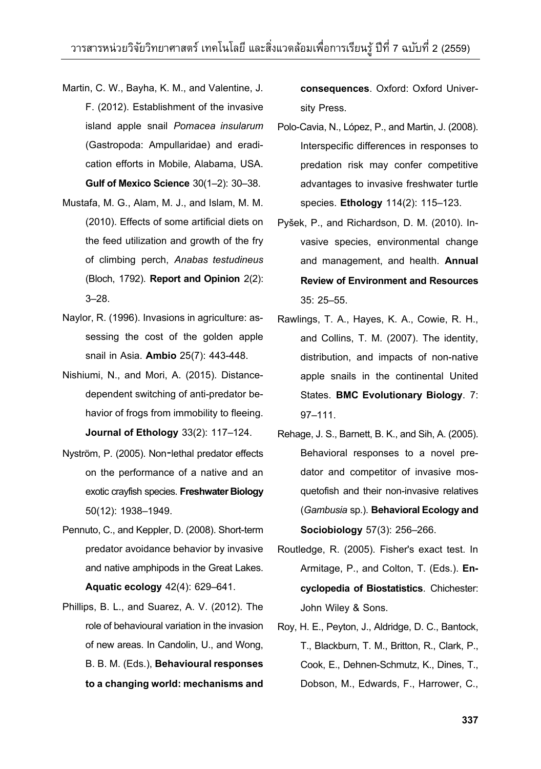Martin, C. W., Bayha, K. M., and Valentine, J. F. (2012). Establishment of the invasive island apple snail *Pomacea insularum* (Gastropoda: Ampullaridae) and eradication efforts in Mobile, Alabama, USA. **Gulf of Mexico Science** 30(1–2): 30–38.

Mustafa, M. G., Alam, M. J., and Islam, M. M. (2010). Effects of some artificial diets on the feed utilization and growth of the fry of climbing perch, *Anabas testudineus* (Bloch, 1792). **Report and Opinion** 2(2): 3–28.

Naylor, R. (1996). Invasions in agriculture: assessing the cost of the golden apple snail in Asia. **Ambio** 25(7): 443-448.

Nishiumi, N., and Mori, A. (2015). Distance-dependent switching of anti-predator behavior of frogs from immobility to fleeing. **Journal of Ethology** 33(2): 117–124.

Nyström, P. (2005). Non-lethal predator effects on the performance of a native and an exotic crayfish species. **Freshwater Biology** 50(12): 1938–1949.

Pennuto, C., and Keppler, D. (2008). Short-term predator avoidance behavior by invasive and native amphipods in the Great Lakes. **Aquatic ecology** 42(4): 629–641.

Phillips, B. L., and Suarez, A. V. (2012). The role of behavioural variation in the invasion of new areas. In Candolin, U., and Wong, B. B. M. (Eds.), **Behavioural responses to a changing world: mechanisms and consequences**. Oxford: Oxford University Press.

Polo-Cavia, N., López, P., and Martin, J. (2008). Interspecific differences in responses to predation risk may confer competitive advantages to invasive freshwater turtle species. **Ethology** 114(2): 115–123.

Pyšek, P., and Richardson, D. M. (2010). Invasive species, environmental change and management, and health. **Annual Review of Environment and Resources** 35: 25–55.

Rawlings, T. A., Hayes, K. A., Cowie, R. H., and Collins, T. M. (2007). The identity, distribution, and impacts of non-native apple snails in the continental United States. **BMC Evolutionary Biology**. 7: 97–111.

Rehage, J. S., Barnett, B. K., and Sih, A. (2005). Behavioral responses to a novel predator and competitor of invasive mosquetofish and their non-invasive relatives (*Gambusia* sp.). **Behavioral Ecology and Sociobiology** 57(3): 256–266.

Routledge, R. (2005). Fisher's exact test. In Armitage, P., and Colton, T. (Eds.). **Encyclopedia of Biostatistics**. Chichester: John Wiley & Sons.

Roy, H. E., Peyton, J., Aldridge, D. C., Bantock, T., Blackburn, T. M., Britton, R., Clark, P., Cook, E., Dehnen-Schmutz, K., Dines, T., Dobson, M., Edwards, F., Harrower, C.,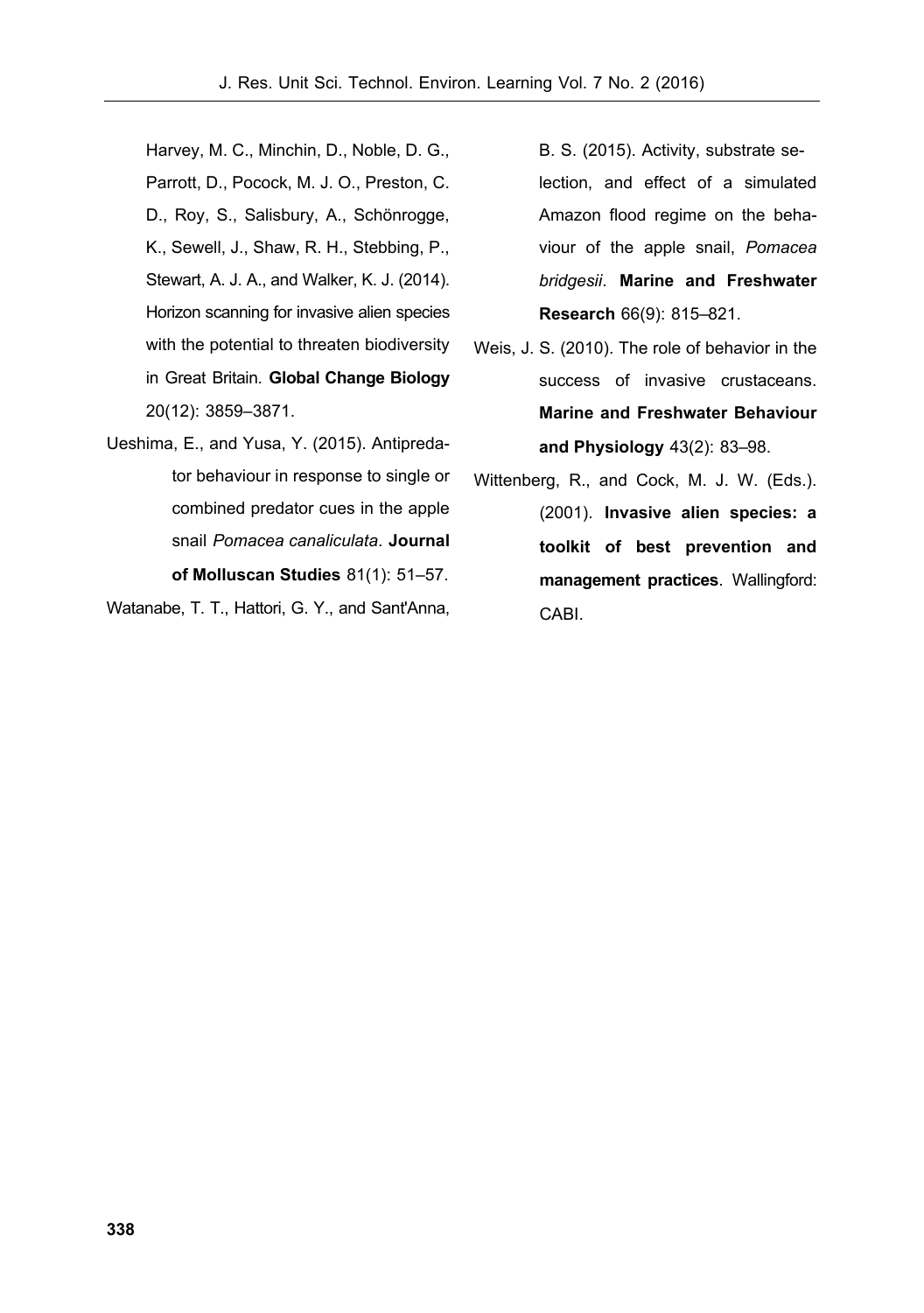Harvey, M. C., Minchin, D., Noble, D. G., Parrott, D., Pocock, M. J. O., Preston, C. D., Roy, S., Salisbury, A., Schönrogge, K., Sewell, J., Shaw, R. H., Stebbing, P., Stewart, A. J. A., and Walker, K. J. (2014). Horizon scanning for invasive alien species with the potential to threaten biodiversity in Great Britain. **Global Change Biology** 20(12): 3859–3871.

Ueshima, E., and Yusa, Y. (2015). Antipredator behaviour in response to single or combined predator cues in the apple snail *Pomacea canaliculata*. **Journal of Molluscan Studies** 81(1): 51–57.

Watanabe, T. T., Hattori, G. Y., and Sant'Anna, B. S. (2015). Activity, substrate selection, and effect of a simulated Amazon flood regime on the behaviour of the apple snail, *Pomacea bridgesii*. **Marine and Freshwater Research** 66(9): 815–821.

Weis, J. S. (2010). The role of behavior in the success of invasive crustaceans. **Marine and Freshwater Behaviour and Physiology** 43(2): 83–98.

Wittenberg, R., and Cock, M. J. W. (Eds.). (2001). **Invasive alien species: a toolkit of best prevention and management practices**. Wallingford: CABI.